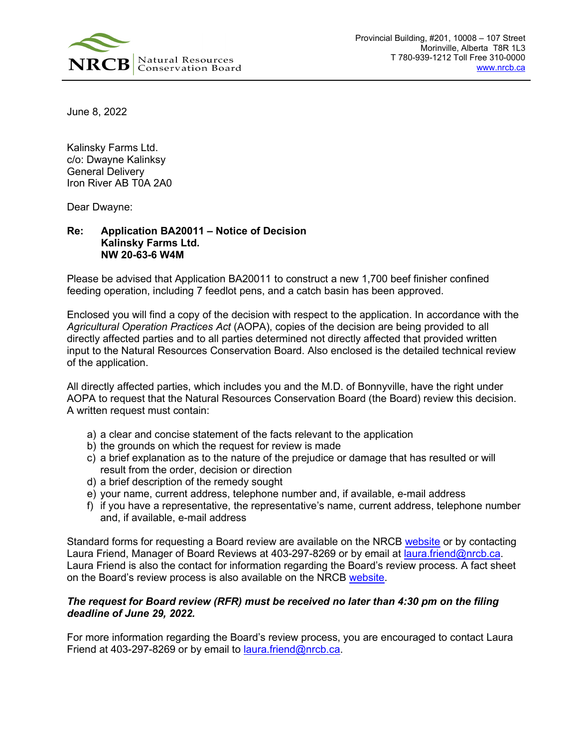NRCB Natural Resources Conservation Board

Provincial Building, #201, 10008 – 107 Street
Morinville, Alberta T8R 1L3
T 780-939-1212 Toll Free 310-0000
www.nrcb.ca

June 8, 2022

Kalinsky Farms Ltd.
c/o: Dwayne Kalinksy
General Delivery
Iron River AB T0A 2A0

Dear Dwayne:

**Re: Application BA20011 – Notice of Decision**
**Kalinsky Farms Ltd.**
**NW 20-63-6 W4M**

Please be advised that Application BA20011 to construct a new 1,700 beef finisher confined feeding operation, including 7 feedlot pens, and a catch basin has been approved.

Enclosed you will find a copy of the decision with respect to the application. In accordance with the *Agricultural Operation Practices Act* (AOPA), copies of the decision are being provided to all directly affected parties and to all parties determined not directly affected that provided written input to the Natural Resources Conservation Board. Also enclosed is the detailed technical review of the application.

All directly affected parties, which includes you and the M.D. of Bonnyville, have the right under AOPA to request that the Natural Resources Conservation Board (the Board) review this decision. A written request must contain:

a) a clear and concise statement of the facts relevant to the application
b) the grounds on which the request for review is made
c) a brief explanation as to the nature of the prejudice or damage that has resulted or will result from the order, decision or direction
d) a brief description of the remedy sought
e) your name, current address, telephone number and, if available, e-mail address
f) if you have a representative, the representative's name, current address, telephone number and, if available, e-mail address

Standard forms for requesting a Board review are available on the NRCB website or by contacting Laura Friend, Manager of Board Reviews at 403-297-8269 or by email at laura.friend@nrcb.ca. Laura Friend is also the contact for information regarding the Board's review process. A fact sheet on the Board's review process is also available on the NRCB website.

***The request for Board review (RFR) must be received no later than 4:30 pm on the filing deadline of June 29, 2022.***

For more information regarding the Board's review process, you are encouraged to contact Laura Friend at 403-297-8269 or by email to laura.friend@nrcb.ca.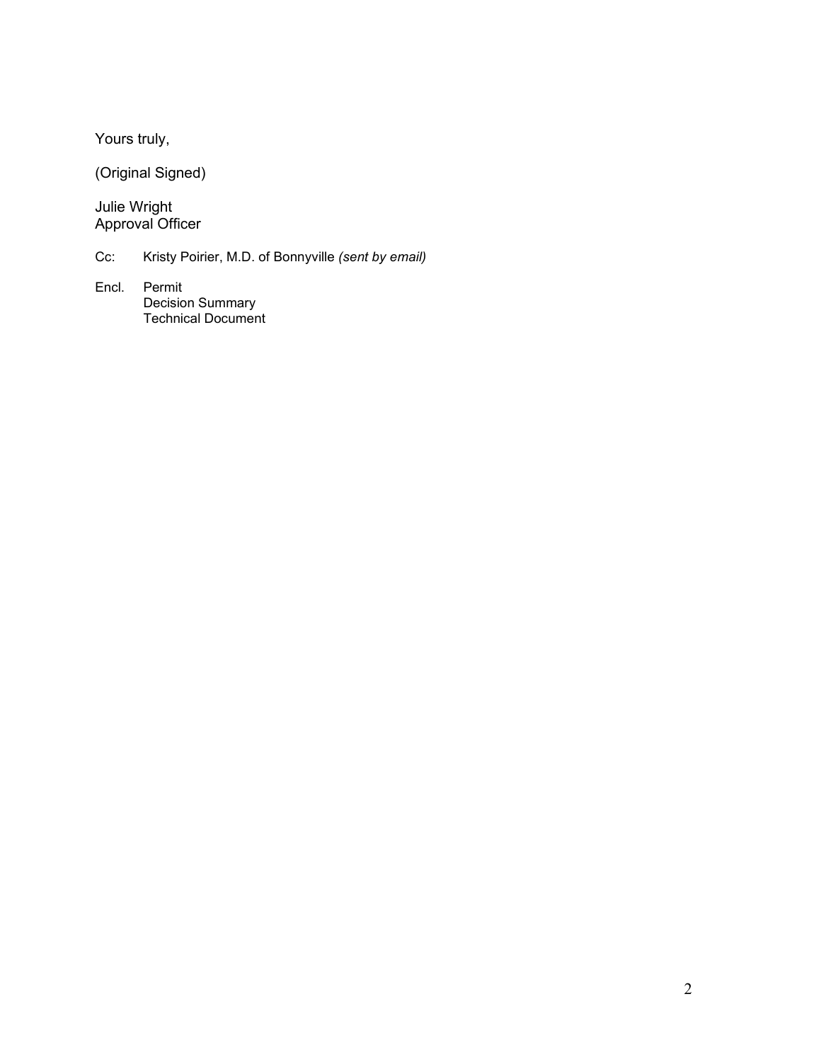Yours truly,

(Original Signed)

Julie Wright
Approval Officer

Cc: Kristy Poirier, M.D. of Bonnyville *(sent by email)*

Encl. Permit
Decision Summary
Technical Document